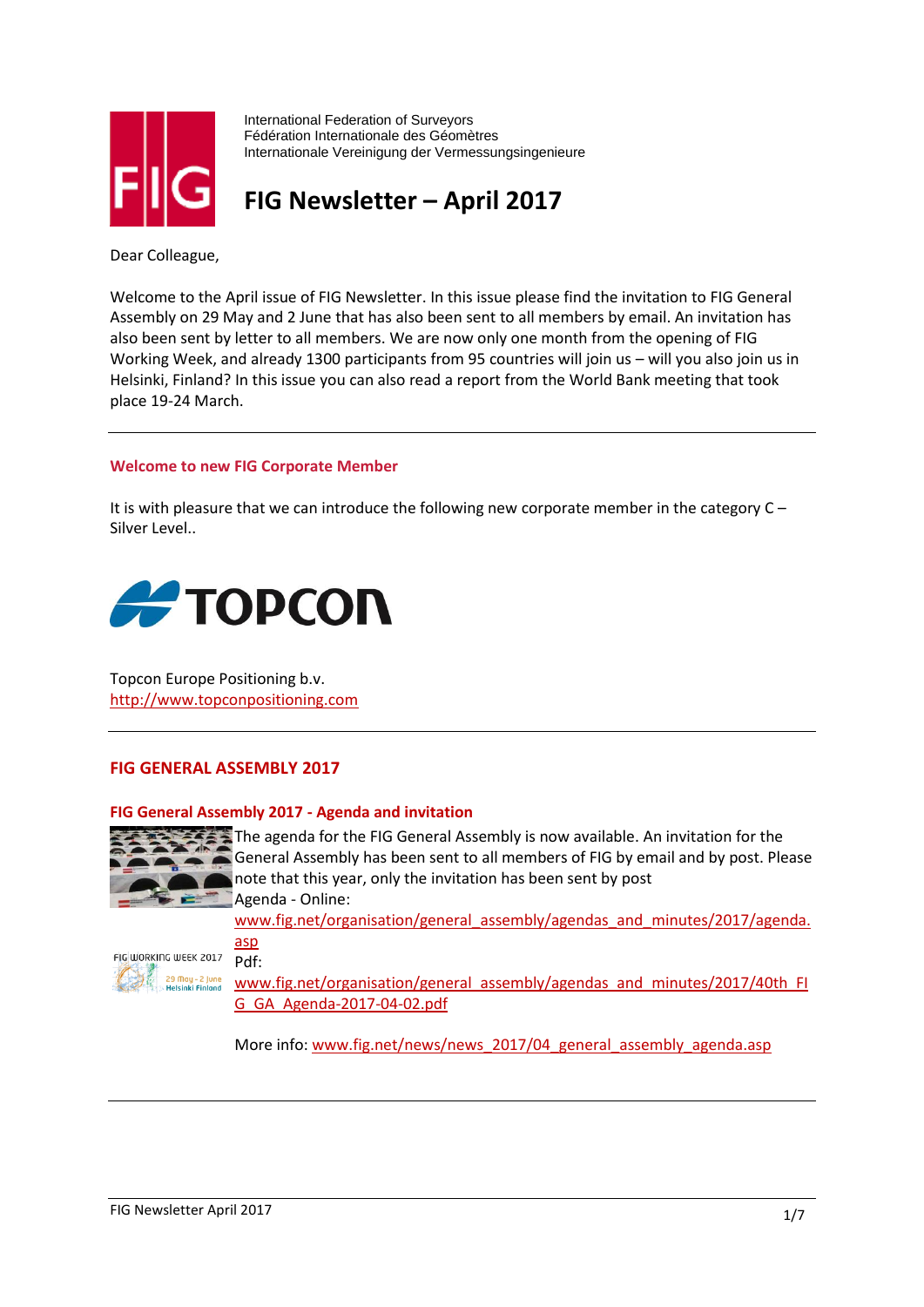International Federation of Surveyors
Fédération Internationale des Géomètres
Internationale Vereinigung der Vermessungsingenieure

# FIG Newsletter – April 2017

Dear Colleague,

Welcome to the April issue of FIG Newsletter. In this issue please find the invitation to FIG General Assembly on 29 May and 2 June that has also been sent to all members by email. An invitation has also been sent by letter to all members. We are now only one month from the opening of FIG Working Week, and already 1300 participants from 95 countries will join us – will you also join us in Helsinki, Finland? In this issue you can also read a report from the World Bank meeting that took place 19-24 March.

---

## Welcome to new FIG Corporate Member

It is with pleasure that we can introduce the following new corporate member in the category C – Silver Level..

Topcon Europe Positioning b.v.
http://www.topconpositioning.com

---

## FIG GENERAL ASSEMBLY 2017

### FIG General Assembly 2017 - Agenda and invitation

The agenda for the FIG General Assembly is now available. An invitation for the General Assembly has been sent to all members of FIG by email and by post. Please note that this year, only the invitation has been sent by post
Agenda - Online:
www.fig.net/organisation/general_assembly/agendas_and_minutes/2017/agenda.asp
Pdf:
www.fig.net/organisation/general_assembly/agendas_and_minutes/2017/40th_FIG_GA_Agenda-2017-04-02.pdf

More info: www.fig.net/news/news_2017/04_general_assembly_agenda.asp

---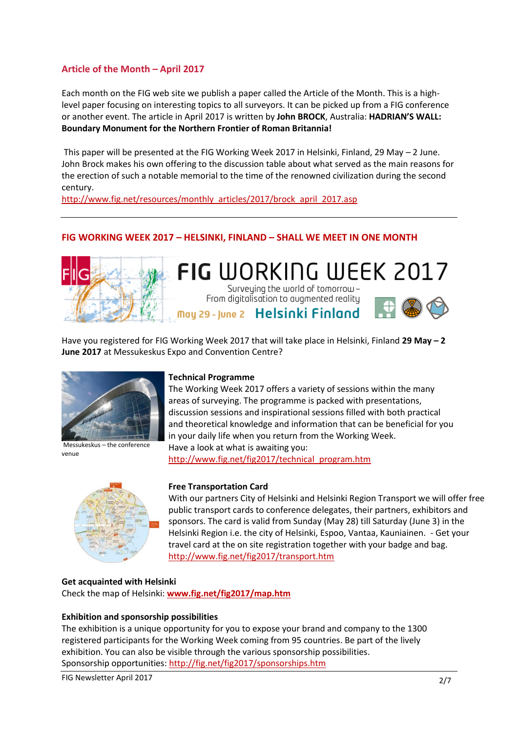## Article of the Month – April 2017

Each month on the FIG web site we publish a paper called the Article of the Month. This is a high-level paper focusing on interesting topics to all surveyors. It can be picked up from a FIG conference or another event. The article in April 2017 is written by **John BROCK**, Australia: **HADRIAN'S WALL: Boundary Monument for the Northern Frontier of Roman Britannia!**

This paper will be presented at the FIG Working Week 2017 in Helsinki, Finland, 29 May – 2 June. John Brock makes his own offering to the discussion table about what served as the main reasons for the erection of such a notable memorial to the time of the renowned civilization during the second century.
http://www.fig.net/resources/monthly_articles/2017/brock_april_2017.asp

---

## FIG WORKING WEEK 2017 – HELSINKI, FINLAND – SHALL WE MEET IN ONE MONTH

FIG WORKING WEEK 2017
Surveying the world of tomorrow – From digitalisation to augmented reality
May 29 - June 2 Helsinki Finland

Have you registered for FIG Working Week 2017 that will take place in Helsinki, Finland **29 May – 2 June 2017** at Messukeskus Expo and Convention Centre?

Messukeskus – the conference venue

**Technical Programme**
The Working Week 2017 offers a variety of sessions within the many areas of surveying. The programme is packed with presentations, discussion sessions and inspirational sessions filled with both practical and theoretical knowledge and information that can be beneficial for you in your daily life when you return from the Working Week.
Have a look at what is awaiting you:
http://www.fig.net/fig2017/technical_program.htm

**Free Transportation Card**
With our partners City of Helsinki and Helsinki Region Transport we will offer free public transport cards to conference delegates, their partners, exhibitors and sponsors. The card is valid from Sunday (May 28) till Saturday (June 3) in the Helsinki Region i.e. the city of Helsinki, Espoo, Vantaa, Kauniainen. - Get your travel card at the on site registration together with your badge and bag.
http://www.fig.net/fig2017/transport.htm

**Get acquainted with Helsinki**
Check the map of Helsinki: **www.fig.net/fig2017/map.htm**

**Exhibition and sponsorship possibilities**
The exhibition is a unique opportunity for you to expose your brand and company to the 1300 registered participants for the Working Week coming from 95 countries. Be part of the lively exhibition. You can also be visible through the various sponsorship possibilities.
Sponsorship opportunities: http://fig.net/fig2017/sponsorships.htm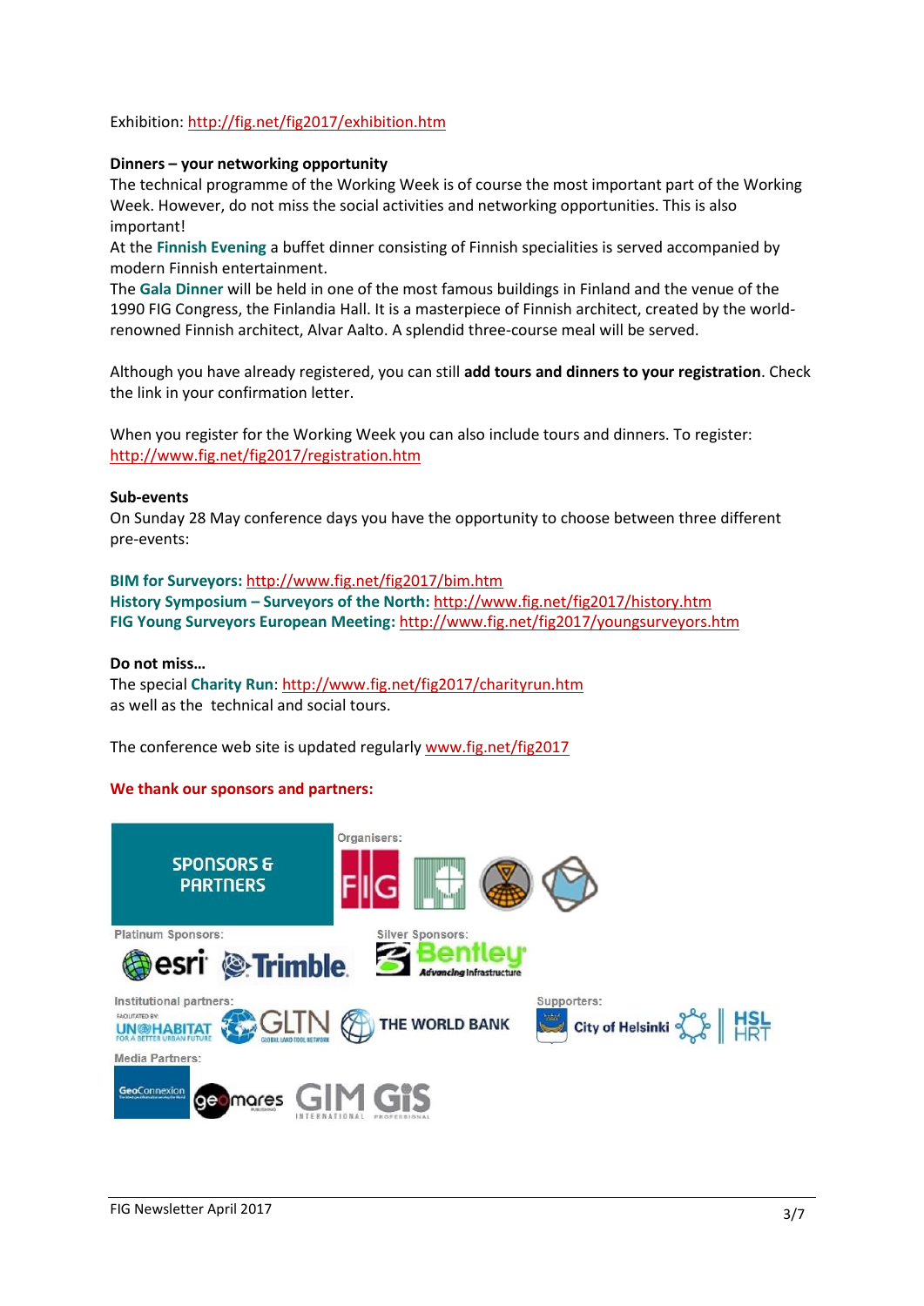Exhibition: http://fig.net/fig2017/exhibition.htm

**Dinners – your networking opportunity**

The technical programme of the Working Week is of course the most important part of the Working Week. However, do not miss the social activities and networking opportunities. This is also important!

At the **Finnish Evening** a buffet dinner consisting of Finnish specialities is served accompanied by modern Finnish entertainment.

The **Gala Dinner** will be held in one of the most famous buildings in Finland and the venue of the 1990 FIG Congress, the Finlandia Hall. It is a masterpiece of Finnish architect, created by the world-renowned Finnish architect, Alvar Aalto. A splendid three-course meal will be served.

Although you have already registered, you can still **add tours and dinners to your registration**. Check the link in your confirmation letter.

When you register for the Working Week you can also include tours and dinners. To register: http://www.fig.net/fig2017/registration.htm

**Sub-events**

On Sunday 28 May conference days you have the opportunity to choose between three different pre-events:

**BIM for Surveyors:** http://www.fig.net/fig2017/bim.htm
**History Symposium – Surveyors of the North:** http://www.fig.net/fig2017/history.htm
**FIG Young Surveyors European Meeting:** http://www.fig.net/fig2017/youngsurveyors.htm

**Do not miss…**

The special **Charity Run**: http://www.fig.net/fig2017/charityrun.htm
as well as the technical and social tours.

The conference web site is updated regularly www.fig.net/fig2017

**We thank our sponsors and partners:**

SPONSORS & PARTNERS

Organisers:

Platinum Sponsors: esri, Trimble

Silver Sponsors: Bentley Advancing Infrastructure

Institutional partners: UN-HABITAT, GLTN, THE WORLD BANK

Supporters: City of Helsinki, HSL HRT

Media Partners: GeoConnexion, geomares, GIM International, GIS Professional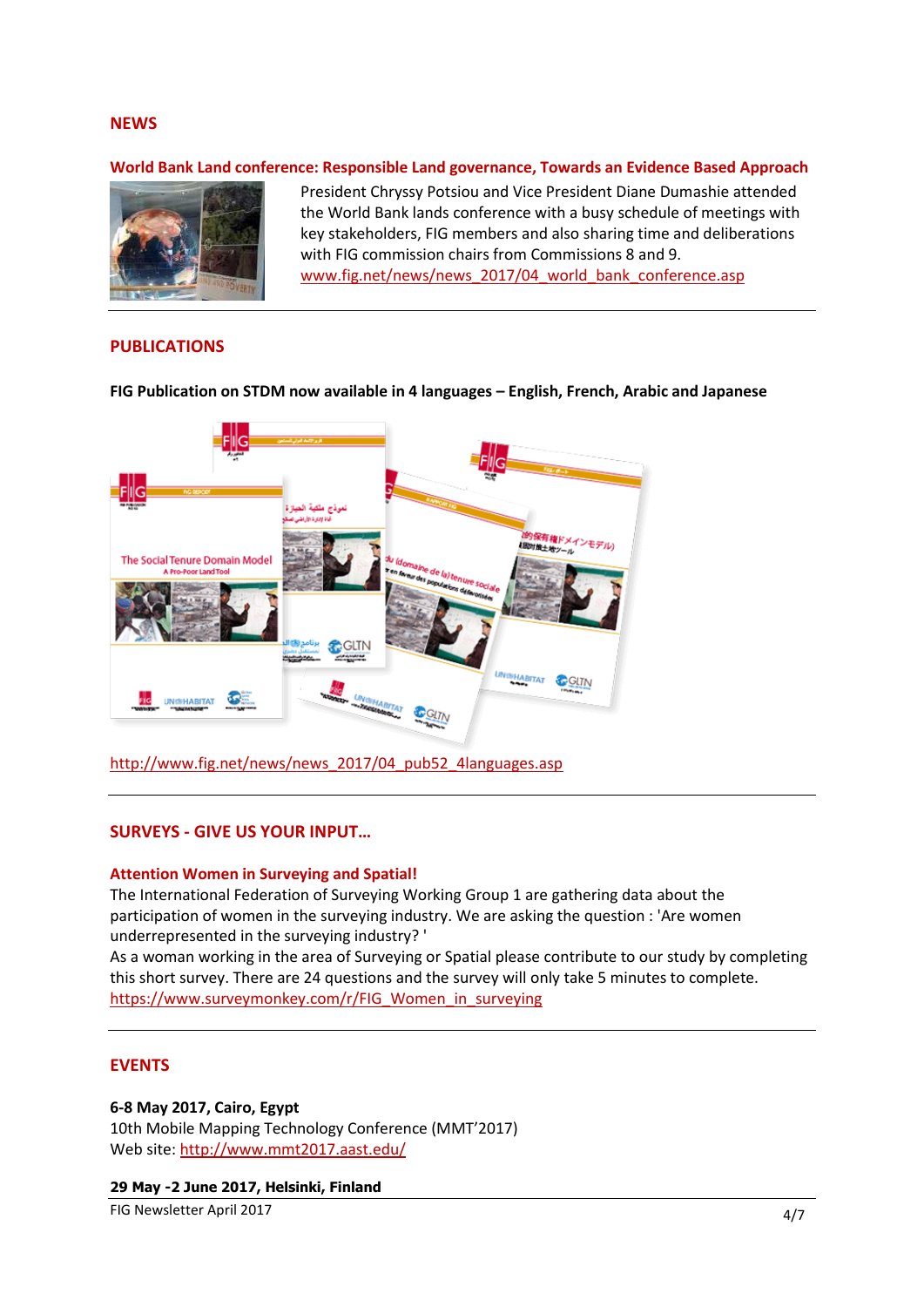## NEWS

### World Bank Land conference: Responsible Land governance, Towards an Evidence Based Approach

President Chryssy Potsiou and Vice President Diane Dumashie attended the World Bank lands conference with a busy schedule of meetings with key stakeholders, FIG members and also sharing time and deliberations with FIG commission chairs from Commissions 8 and 9.
www.fig.net/news/news_2017/04_world_bank_conference.asp

## PUBLICATIONS

**FIG Publication on STDM now available in 4 languages – English, French, Arabic and Japanese**

http://www.fig.net/news/news_2017/04_pub52_4languages.asp

## SURVEYS - GIVE US YOUR INPUT…

### Attention Women in Surveying and Spatial!

The International Federation of Surveying Working Group 1 are gathering data about the participation of women in the surveying industry. We are asking the question : 'Are women underrepresented in the surveying industry? '

As a woman working in the area of Surveying or Spatial please contribute to our study by completing this short survey. There are 24 questions and the survey will only take 5 minutes to complete.
https://www.surveymonkey.com/r/FIG_Women_in_surveying

## EVENTS

**6-8 May 2017, Cairo, Egypt**
10th Mobile Mapping Technology Conference (MMT'2017)
Web site: http://www.mmt2017.aast.edu/

**29 May -2 June 2017, Helsinki, Finland**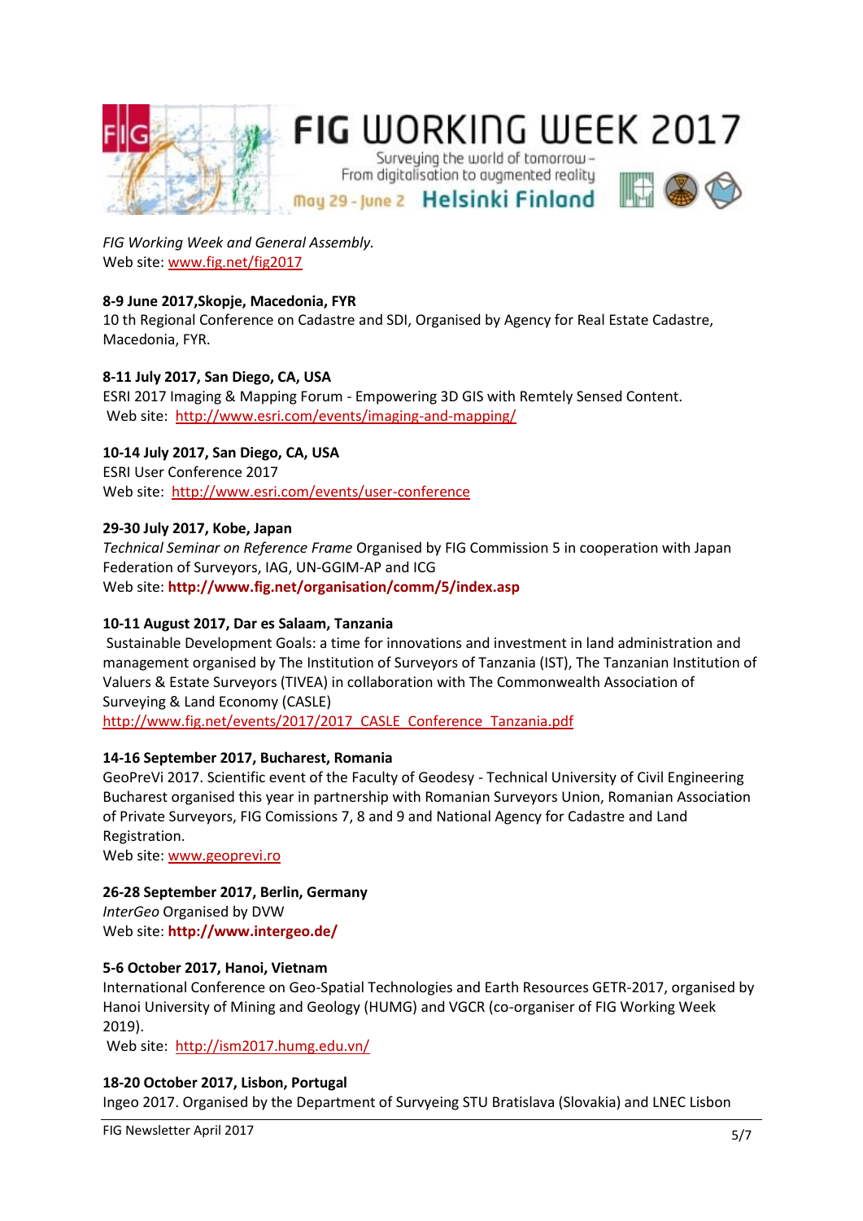# FIG WORKING WEEK 2017

Surveying the world of tomorrow – From digitalisation to augmented reality

May 29 - June 2 Helsinki Finland

*FIG Working Week and General Assembly.*
Web site: www.fig.net/fig2017

**8-9 June 2017,Skopje, Macedonia, FYR**
10 th Regional Conference on Cadastre and SDI, Organised by Agency for Real Estate Cadastre, Macedonia, FYR.

**8-11 July 2017, San Diego, CA, USA**
ESRI 2017 Imaging & Mapping Forum - Empowering 3D GIS with Remtely Sensed Content.
Web site: http://www.esri.com/events/imaging-and-mapping/

**10-14 July 2017, San Diego, CA, USA**
ESRI User Conference 2017
Web site: http://www.esri.com/events/user-conference

**29-30 July 2017, Kobe, Japan**
*Technical Seminar on Reference Frame* Organised by FIG Commission 5 in cooperation with Japan Federation of Surveyors, IAG, UN-GGIM-AP and ICG
Web site: **http://www.fig.net/organisation/comm/5/index.asp**

**10-11 August 2017, Dar es Salaam, Tanzania**
Sustainable Development Goals: a time for innovations and investment in land administration and management organised by The Institution of Surveyors of Tanzania (IST), The Tanzanian Institution of Valuers & Estate Surveyors (TIVEA) in collaboration with The Commonwealth Association of Surveying & Land Economy (CASLE)
http://www.fig.net/events/2017/2017_CASLE_Conference_Tanzania.pdf

**14-16 September 2017, Bucharest, Romania**
GeoPreVi 2017. Scientific event of the Faculty of Geodesy - Technical University of Civil Engineering Bucharest organised this year in partnership with Romanian Surveyors Union, Romanian Association of Private Surveyors, FIG Comissions 7, 8 and 9 and National Agency for Cadastre and Land Registration.
Web site: www.geoprevi.ro

**26-28 September 2017, Berlin, Germany**
*InterGeo* Organised by DVW
Web site: **http://www.intergeo.de/**

**5-6 October 2017, Hanoi, Vietnam**
International Conference on Geo-Spatial Technologies and Earth Resources GETR-2017, organised by Hanoi University of Mining and Geology (HUMG) and VGCR (co-organiser of FIG Working Week 2019).
Web site: http://ism2017.humg.edu.vn/

**18-20 October 2017, Lisbon, Portugal**
Ingeo 2017. Organised by the Department of Survyeing STU Bratislava (Slovakia) and LNEC Lisbon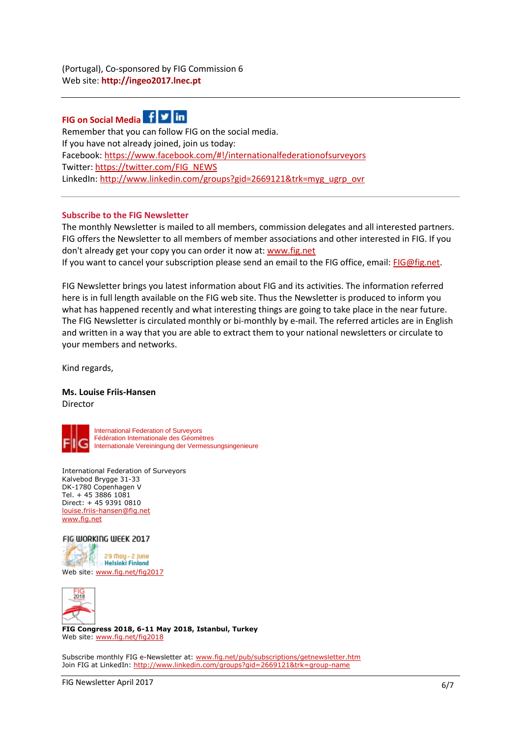(Portugal), Co-sponsored by FIG Commission 6
Web site: **http://ingeo2017.lnec.pt**

---

### FIG on Social Media

Remember that you can follow FIG on the social media.
If you have not already joined, join us today:
Facebook: https://www.facebook.com/#!/internationalfederationofsurveyors
Twitter: https://twitter.com/FIG_NEWS
LinkedIn: http://www.linkedin.com/groups?gid=2669121&trk=myg_ugrp_ovr

---

### Subscribe to the FIG Newsletter

The monthly Newsletter is mailed to all members, commission delegates and all interested partners. FIG offers the Newsletter to all members of member associations and other interested in FIG. If you don't already get your copy you can order it now at: www.fig.net
If you want to cancel your subscription please send an email to the FIG office, email: FIG@fig.net.

FIG Newsletter brings you latest information about FIG and its activities. The information referred here is in full length available on the FIG web site. Thus the Newsletter is produced to inform you what has happened recently and what interesting things are going to take place in the near future. The FIG Newsletter is circulated monthly or bi-monthly by e-mail. The referred articles are in English and written in a way that you are able to extract them to your national newsletters or circulate to your members and networks.

Kind regards,

**Ms. Louise Friis-Hansen**
Director

International Federation of Surveyors
Fédération Internationale des Géomètres
Internationale Vereiningung der Vermessungsingenieure

International Federation of Surveyors
Kalvebod Brygge 31-33
DK-1780 Copenhagen V
Tel. + 45 3886 1081
Direct: + 45 9391 0810
louise.friis-hansen@fig.net
www.fig.net

FIG WORKING WEEK 2017
29 May - 2 June
Helsinki Finland
Web site: www.fig.net/fig2017

**FIG Congress 2018, 6-11 May 2018, Istanbul, Turkey**
Web site: www.fig.net/fig2018

Subscribe monthly FIG e-Newsletter at: www.fig.net/pub/subscriptions/getnewsletter.htm
Join FIG at LinkedIn: http://www.linkedin.com/groups?gid=2669121&trk=group-name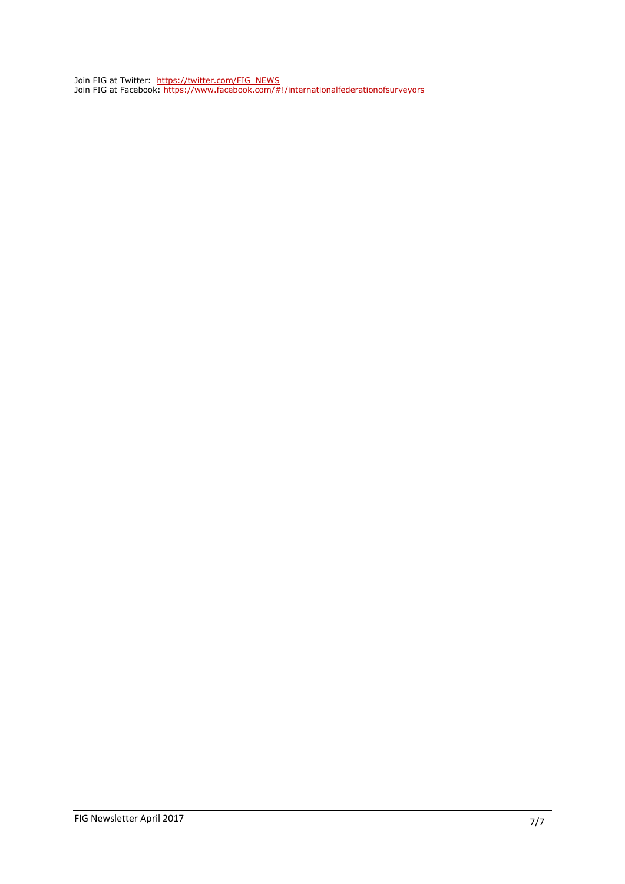Join FIG at Twitter: https://twitter.com/FIG_NEWS
Join FIG at Facebook: https://www.facebook.com/#!/internationalfederationofsurveyors